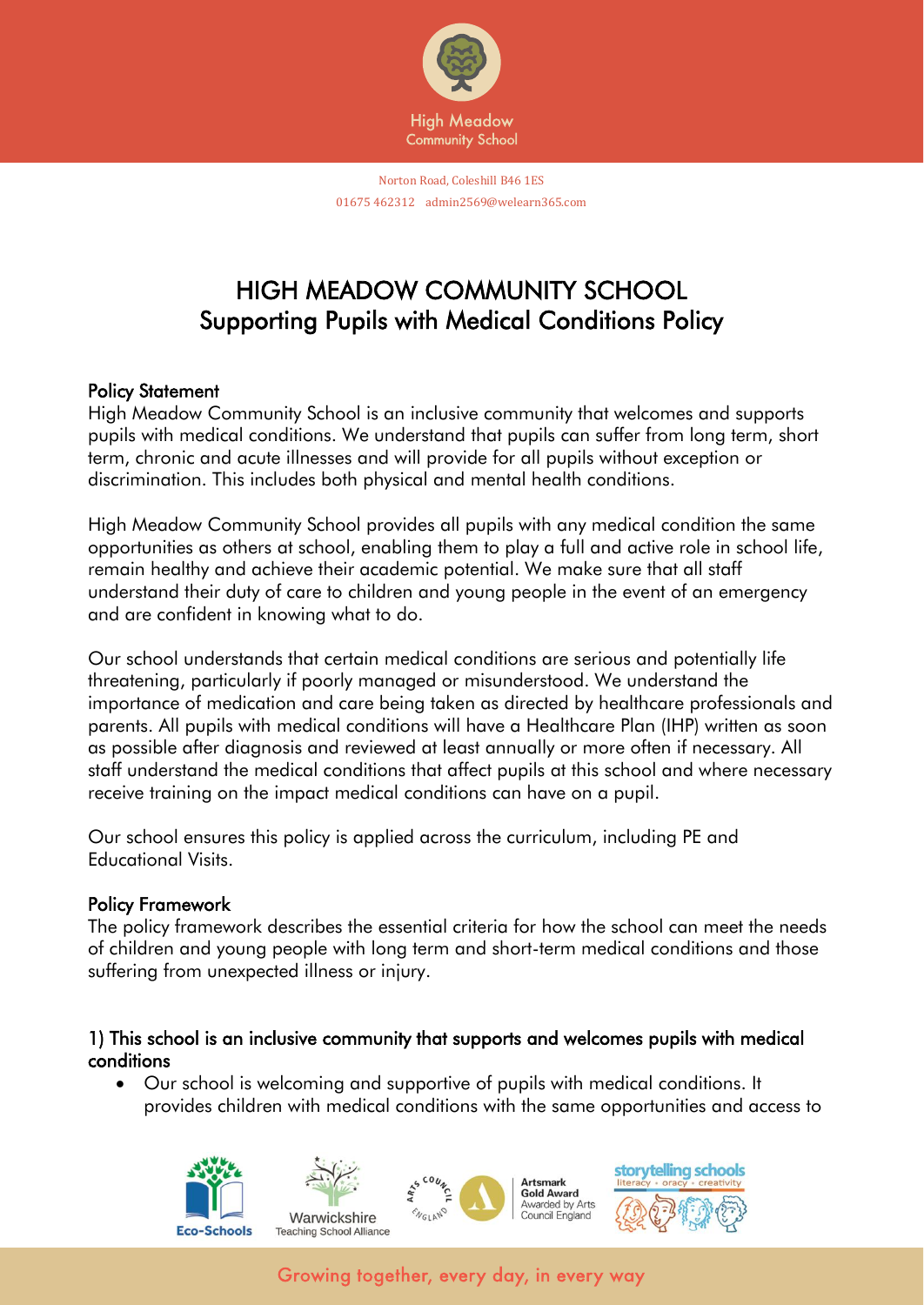High Meadow Community School

Norton Road, Coleshill B46 1ES
01675 462312 admin2569@welearn365.com

# HIGH MEADOW COMMUNITY SCHOOL
# Supporting Pupils with Medical Conditions Policy

## Policy Statement

High Meadow Community School is an inclusive community that welcomes and supports pupils with medical conditions. We understand that pupils can suffer from long term, short term, chronic and acute illnesses and will provide for all pupils without exception or discrimination. This includes both physical and mental health conditions.

High Meadow Community School provides all pupils with any medical condition the same opportunities as others at school, enabling them to play a full and active role in school life, remain healthy and achieve their academic potential. We make sure that all staff understand their duty of care to children and young people in the event of an emergency and are confident in knowing what to do.

Our school understands that certain medical conditions are serious and potentially life threatening, particularly if poorly managed or misunderstood. We understand the importance of medication and care being taken as directed by healthcare professionals and parents. All pupils with medical conditions will have a Healthcare Plan (IHP) written as soon as possible after diagnosis and reviewed at least annually or more often if necessary. All staff understand the medical conditions that affect pupils at this school and where necessary receive training on the impact medical conditions can have on a pupil.

Our school ensures this policy is applied across the curriculum, including PE and Educational Visits.

## Policy Framework

The policy framework describes the essential criteria for how the school can meet the needs of children and young people with long term and short-term medical conditions and those suffering from unexpected illness or injury.

### 1) This school is an inclusive community that supports and welcomes pupils with medical conditions

- Our school is welcoming and supportive of pupils with medical conditions. It provides children with medical conditions with the same opportunities and access to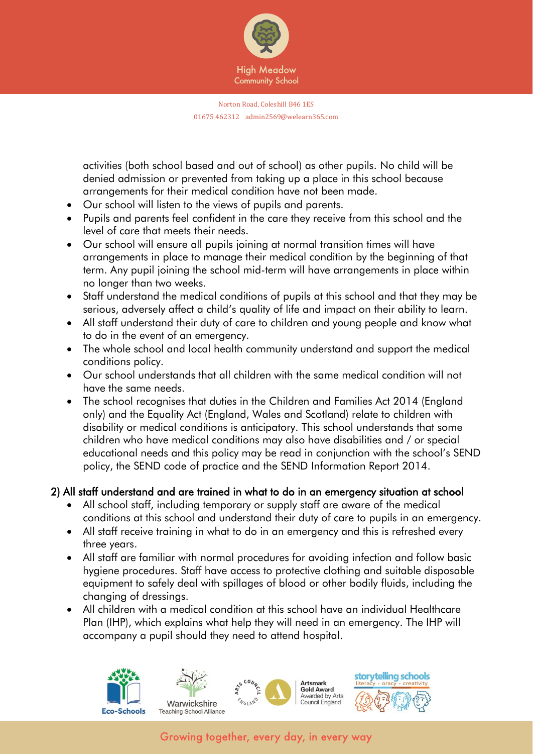activities (both school based and out of school) as other pupils. No child will be denied admission or prevented from taking up a place in this school because arrangements for their medical condition have not been made.

- Our school will listen to the views of pupils and parents.
- Pupils and parents feel confident in the care they receive from this school and the level of care that meets their needs.
- Our school will ensure all pupils joining at normal transition times will have arrangements in place to manage their medical condition by the beginning of that term. Any pupil joining the school mid-term will have arrangements in place within no longer than two weeks.
- Staff understand the medical conditions of pupils at this school and that they may be serious, adversely affect a child's quality of life and impact on their ability to learn.
- All staff understand their duty of care to children and young people and know what to do in the event of an emergency.
- The whole school and local health community understand and support the medical conditions policy.
- Our school understands that all children with the same medical condition will not have the same needs.
- The school recognises that duties in the Children and Families Act 2014 (England only) and the Equality Act (England, Wales and Scotland) relate to children with disability or medical conditions is anticipatory. This school understands that some children who have medical conditions may also have disabilities and / or special educational needs and this policy may be read in conjunction with the school's SEND policy, the SEND code of practice and the SEND Information Report 2014.

## 2) All staff understand and are trained in what to do in an emergency situation at school

- All school staff, including temporary or supply staff are aware of the medical conditions at this school and understand their duty of care to pupils in an emergency.
- All staff receive training in what to do in an emergency and this is refreshed every three years.
- All staff are familiar with normal procedures for avoiding infection and follow basic hygiene procedures. Staff have access to protective clothing and suitable disposable equipment to safely deal with spillages of blood or other bodily fluids, including the changing of dressings.
- All children with a medical condition at this school have an individual Healthcare Plan (IHP), which explains what help they will need in an emergency. The IHP will accompany a pupil should they need to attend hospital.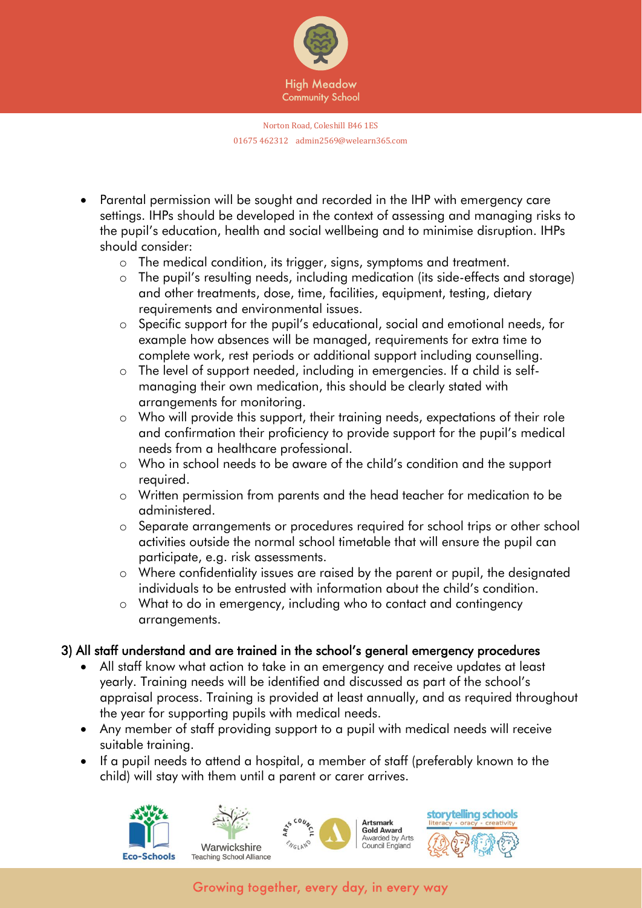- Parental permission will be sought and recorded in the IHP with emergency care settings. IHPs should be developed in the context of assessing and managing risks to the pupil's education, health and social wellbeing and to minimise disruption. IHPs should consider:
  - The medical condition, its trigger, signs, symptoms and treatment.
  - The pupil's resulting needs, including medication (its side-effects and storage) and other treatments, dose, time, facilities, equipment, testing, dietary requirements and environmental issues.
  - Specific support for the pupil's educational, social and emotional needs, for example how absences will be managed, requirements for extra time to complete work, rest periods or additional support including counselling.
  - The level of support needed, including in emergencies. If a child is self-managing their own medication, this should be clearly stated with arrangements for monitoring.
  - Who will provide this support, their training needs, expectations of their role and confirmation their proficiency to provide support for the pupil's medical needs from a healthcare professional.
  - Who in school needs to be aware of the child's condition and the support required.
  - Written permission from parents and the head teacher for medication to be administered.
  - Separate arrangements or procedures required for school trips or other school activities outside the normal school timetable that will ensure the pupil can participate, e.g. risk assessments.
  - Where confidentiality issues are raised by the parent or pupil, the designated individuals to be entrusted with information about the child's condition.
  - What to do in emergency, including who to contact and contingency arrangements.

### 3) All staff understand and are trained in the school's general emergency procedures

- All staff know what action to take in an emergency and receive updates at least yearly. Training needs will be identified and discussed as part of the school's appraisal process. Training is provided at least annually, and as required throughout the year for supporting pupils with medical needs.
- Any member of staff providing support to a pupil with medical needs will receive suitable training.
- If a pupil needs to attend a hospital, a member of staff (preferably known to the child) will stay with them until a parent or carer arrives.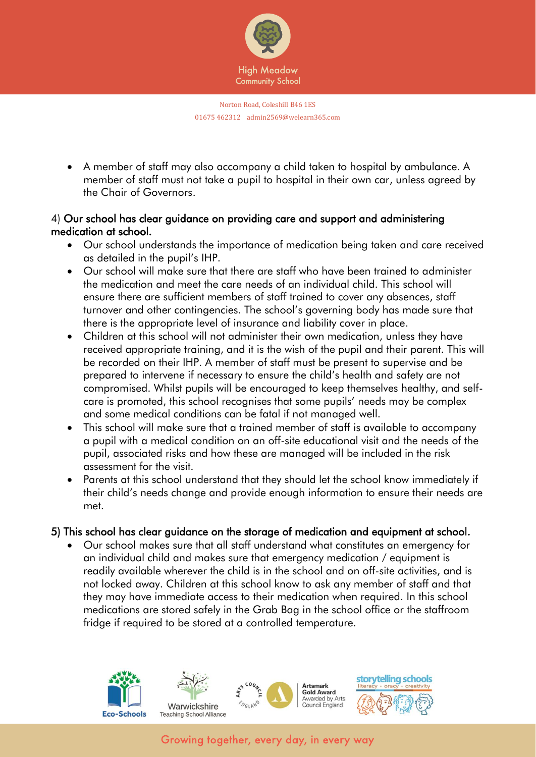- A member of staff may also accompany a child taken to hospital by ambulance. A member of staff must not take a pupil to hospital in their own car, unless agreed by the Chair of Governors.

### 4) Our school has clear guidance on providing care and support and administering medication at school.

- Our school understands the importance of medication being taken and care received as detailed in the pupil's IHP.
- Our school will make sure that there are staff who have been trained to administer the medication and meet the care needs of an individual child. This school will ensure there are sufficient members of staff trained to cover any absences, staff turnover and other contingencies. The school's governing body has made sure that there is the appropriate level of insurance and liability cover in place.
- Children at this school will not administer their own medication, unless they have received appropriate training, and it is the wish of the pupil and their parent. This will be recorded on their IHP. A member of staff must be present to supervise and be prepared to intervene if necessary to ensure the child's health and safety are not compromised. Whilst pupils will be encouraged to keep themselves healthy, and self-care is promoted, this school recognises that some pupils' needs may be complex and some medical conditions can be fatal if not managed well.
- This school will make sure that a trained member of staff is available to accompany a pupil with a medical condition on an off-site educational visit and the needs of the pupil, associated risks and how these are managed will be included in the risk assessment for the visit.
- Parents at this school understand that they should let the school know immediately if their child's needs change and provide enough information to ensure their needs are met.

### 5) This school has clear guidance on the storage of medication and equipment at school.

- Our school makes sure that all staff understand what constitutes an emergency for an individual child and makes sure that emergency medication / equipment is readily available wherever the child is in the school and on off-site activities, and is not locked away. Children at this school know to ask any member of staff and that they may have immediate access to their medication when required. In this school medications are stored safely in the Grab Bag in the school office or the staffroom fridge if required to be stored at a controlled temperature.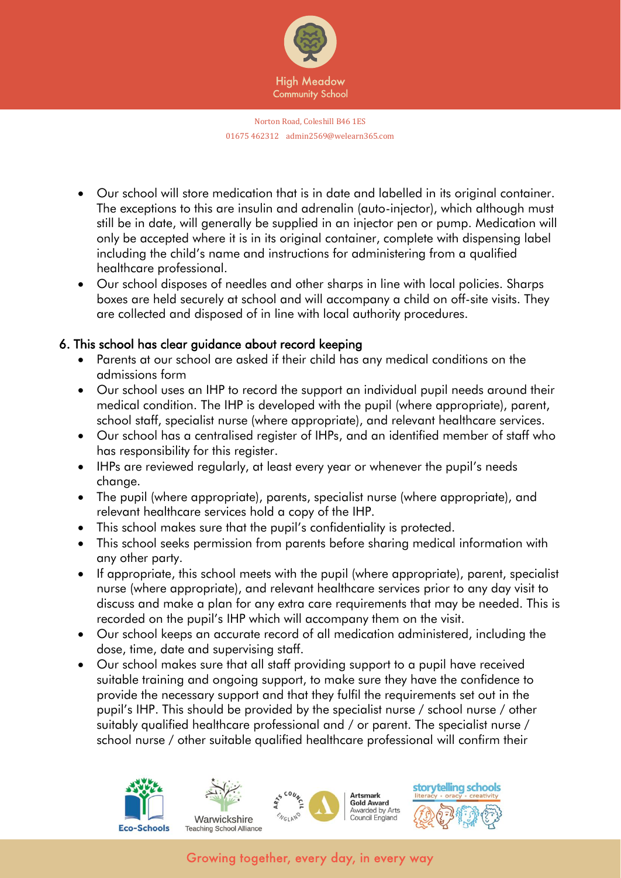- Our school will store medication that is in date and labelled in its original container. The exceptions to this are insulin and adrenalin (auto-injector), which although must still be in date, will generally be supplied in an injector pen or pump. Medication will only be accepted where it is in its original container, complete with dispensing label including the child's name and instructions for administering from a qualified healthcare professional.
- Our school disposes of needles and other sharps in line with local policies. Sharps boxes are held securely at school and will accompany a child on off-site visits. They are collected and disposed of in line with local authority procedures.

## 6. This school has clear guidance about record keeping

- Parents at our school are asked if their child has any medical conditions on the admissions form
- Our school uses an IHP to record the support an individual pupil needs around their medical condition. The IHP is developed with the pupil (where appropriate), parent, school staff, specialist nurse (where appropriate), and relevant healthcare services.
- Our school has a centralised register of IHPs, and an identified member of staff who has responsibility for this register.
- IHPs are reviewed regularly, at least every year or whenever the pupil's needs change.
- The pupil (where appropriate), parents, specialist nurse (where appropriate), and relevant healthcare services hold a copy of the IHP.
- This school makes sure that the pupil's confidentiality is protected.
- This school seeks permission from parents before sharing medical information with any other party.
- If appropriate, this school meets with the pupil (where appropriate), parent, specialist nurse (where appropriate), and relevant healthcare services prior to any day visit to discuss and make a plan for any extra care requirements that may be needed. This is recorded on the pupil's IHP which will accompany them on the visit.
- Our school keeps an accurate record of all medication administered, including the dose, time, date and supervising staff.
- Our school makes sure that all staff providing support to a pupil have received suitable training and ongoing support, to make sure they have the confidence to provide the necessary support and that they fulfil the requirements set out in the pupil's IHP. This should be provided by the specialist nurse / school nurse / other suitably qualified healthcare professional and / or parent. The specialist nurse / school nurse / other suitable qualified healthcare professional will confirm their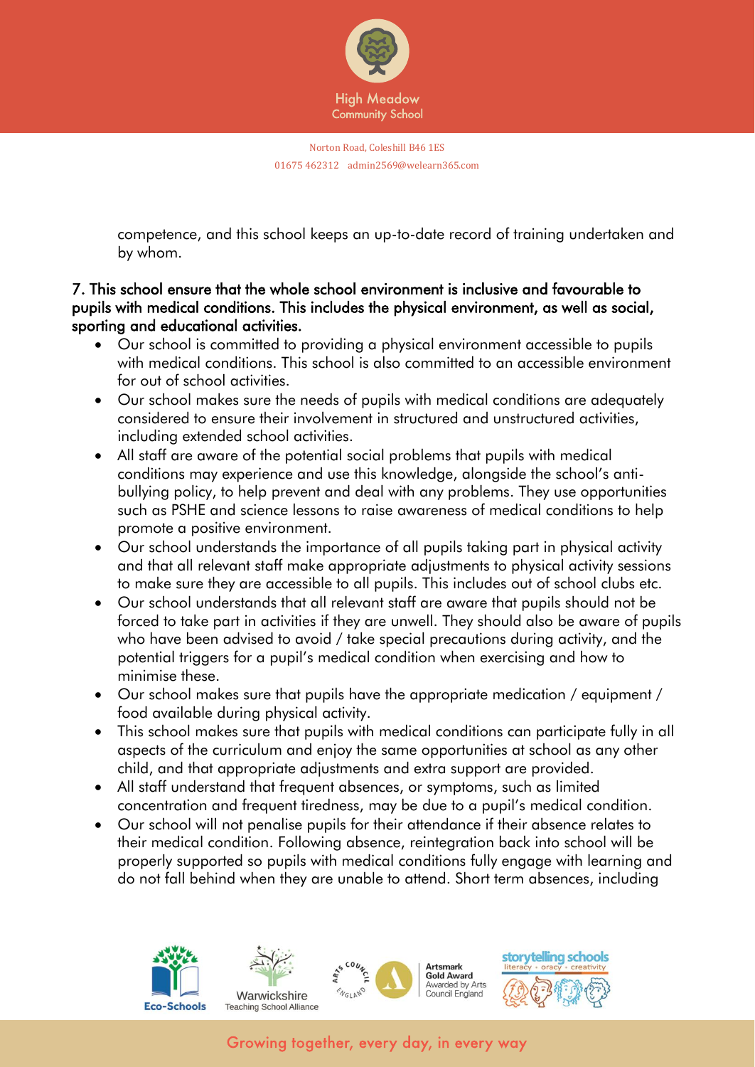competence, and this school keeps an up-to-date record of training undertaken and by whom.

**7. This school ensure that the whole school environment is inclusive and favourable to pupils with medical conditions. This includes the physical environment, as well as social, sporting and educational activities.**

- Our school is committed to providing a physical environment accessible to pupils with medical conditions. This school is also committed to an accessible environment for out of school activities.
- Our school makes sure the needs of pupils with medical conditions are adequately considered to ensure their involvement in structured and unstructured activities, including extended school activities.
- All staff are aware of the potential social problems that pupils with medical conditions may experience and use this knowledge, alongside the school's anti-bullying policy, to help prevent and deal with any problems. They use opportunities such as PSHE and science lessons to raise awareness of medical conditions to help promote a positive environment.
- Our school understands the importance of all pupils taking part in physical activity and that all relevant staff make appropriate adjustments to physical activity sessions to make sure they are accessible to all pupils. This includes out of school clubs etc.
- Our school understands that all relevant staff are aware that pupils should not be forced to take part in activities if they are unwell. They should also be aware of pupils who have been advised to avoid / take special precautions during activity, and the potential triggers for a pupil's medical condition when exercising and how to minimise these.
- Our school makes sure that pupils have the appropriate medication / equipment / food available during physical activity.
- This school makes sure that pupils with medical conditions can participate fully in all aspects of the curriculum and enjoy the same opportunities at school as any other child, and that appropriate adjustments and extra support are provided.
- All staff understand that frequent absences, or symptoms, such as limited concentration and frequent tiredness, may be due to a pupil's medical condition.
- Our school will not penalise pupils for their attendance if their absence relates to their medical condition. Following absence, reintegration back into school will be properly supported so pupils with medical conditions fully engage with learning and do not fall behind when they are unable to attend. Short term absences, including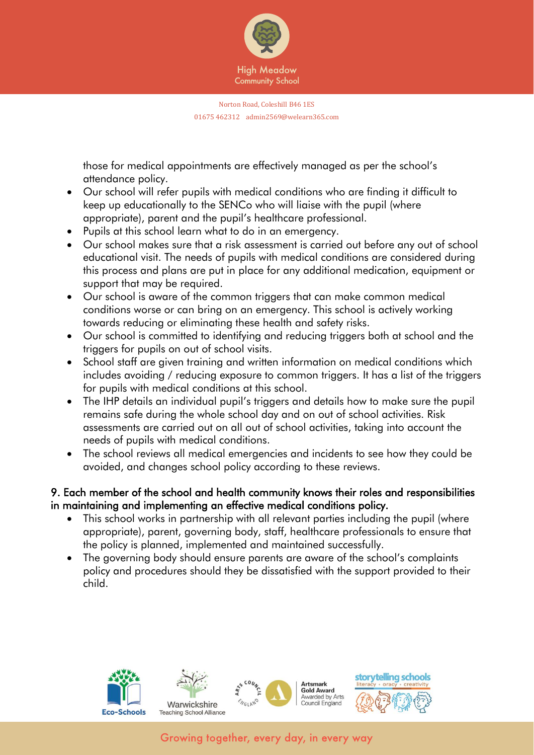those for medical appointments are effectively managed as per the school's attendance policy.

- Our school will refer pupils with medical conditions who are finding it difficult to keep up educationally to the SENCo who will liaise with the pupil (where appropriate), parent and the pupil's healthcare professional.
- Pupils at this school learn what to do in an emergency.
- Our school makes sure that a risk assessment is carried out before any out of school educational visit. The needs of pupils with medical conditions are considered during this process and plans are put in place for any additional medication, equipment or support that may be required.
- Our school is aware of the common triggers that can make common medical conditions worse or can bring on an emergency. This school is actively working towards reducing or eliminating these health and safety risks.
- Our school is committed to identifying and reducing triggers both at school and the triggers for pupils on out of school visits.
- School staff are given training and written information on medical conditions which includes avoiding / reducing exposure to common triggers. It has a list of the triggers for pupils with medical conditions at this school.
- The IHP details an individual pupil's triggers and details how to make sure the pupil remains safe during the whole school day and on out of school activities. Risk assessments are carried out on all out of school activities, taking into account the needs of pupils with medical conditions.
- The school reviews all medical emergencies and incidents to see how they could be avoided, and changes school policy according to these reviews.

## 9. Each member of the school and health community knows their roles and responsibilities in maintaining and implementing an effective medical conditions policy.

- This school works in partnership with all relevant parties including the pupil (where appropriate), parent, governing body, staff, healthcare professionals to ensure that the policy is planned, implemented and maintained successfully.
- The governing body should ensure parents are aware of the school's complaints policy and procedures should they be dissatisfied with the support provided to their child.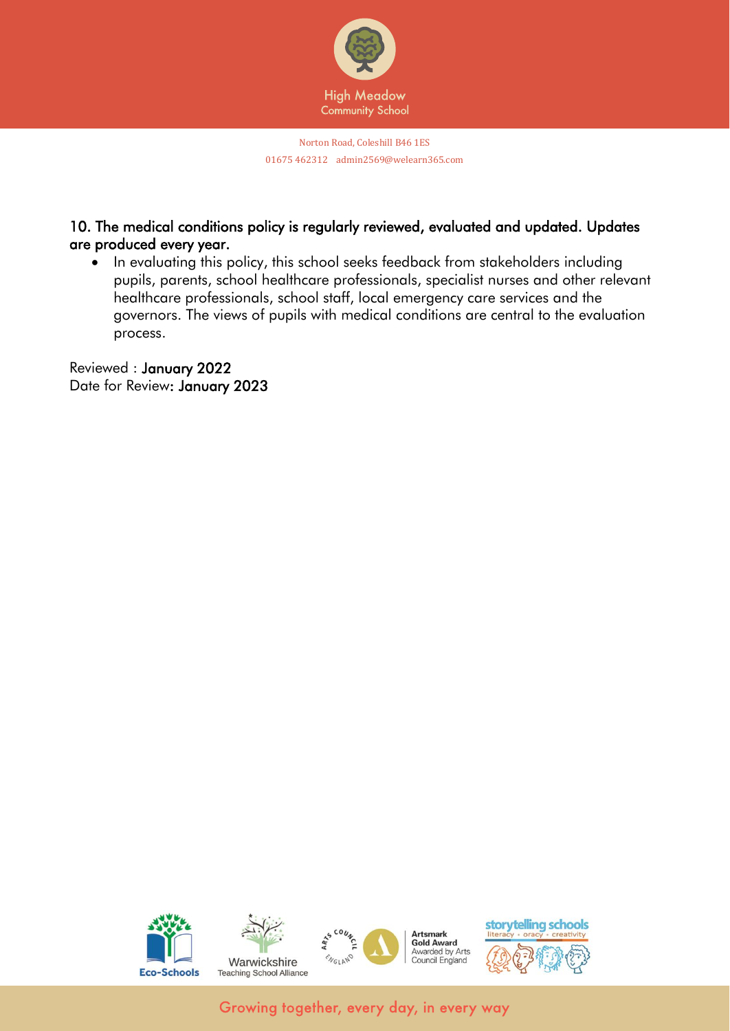## 10. The medical conditions policy is regularly reviewed, evaluated and updated. Updates are produced every year.

- In evaluating this policy, this school seeks feedback from stakeholders including pupils, parents, school healthcare professionals, specialist nurses and other relevant healthcare professionals, school staff, local emergency care services and the governors. The views of pupils with medical conditions are central to the evaluation process.

Reviewed : **January 2022**
Date for Review: **January 2023**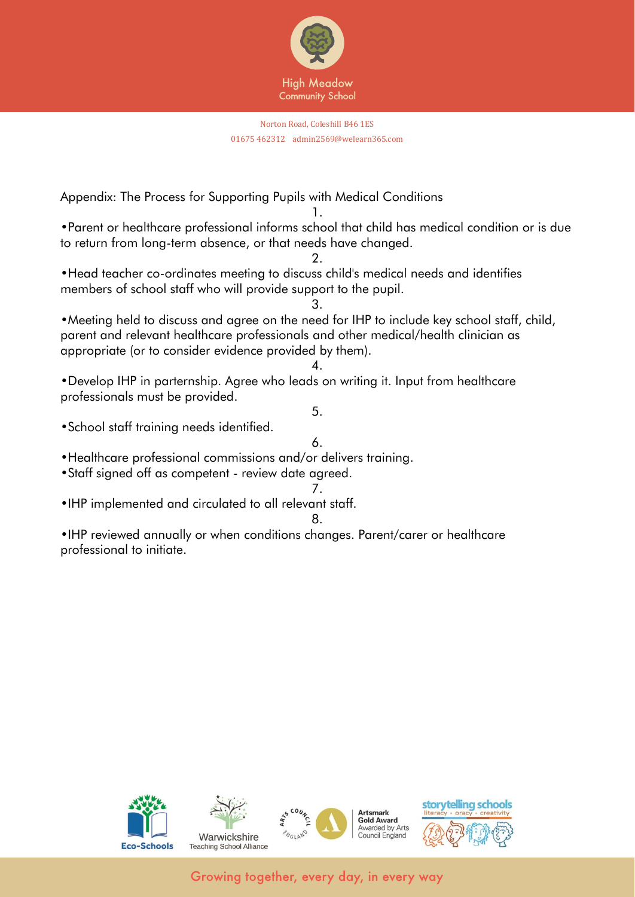Appendix: The Process for Supporting Pupils with Medical Conditions

1.

- Parent or healthcare professional informs school that child has medical condition or is due to return from long-term absence, or that needs have changed.

2.

- Head teacher co-ordinates meeting to discuss child's medical needs and identifies members of school staff who will provide support to the pupil.

3.

- Meeting held to discuss and agree on the need for IHP to include key school staff, child, parent and relevant healthcare professionals and other medical/health clinician as appropriate (or to consider evidence provided by them).

4.

- Develop IHP in parternship. Agree who leads on writing it. Input from healthcare professionals must be provided.

5.

- School staff training needs identified.

6.

- Healthcare professional commissions and/or delivers training.
- Staff signed off as competent - review date agreed.

7.

- IHP implemented and circulated to all relevant staff.

8.

- IHP reviewed annually or when conditions changes. Parent/carer or healthcare professional to initiate.